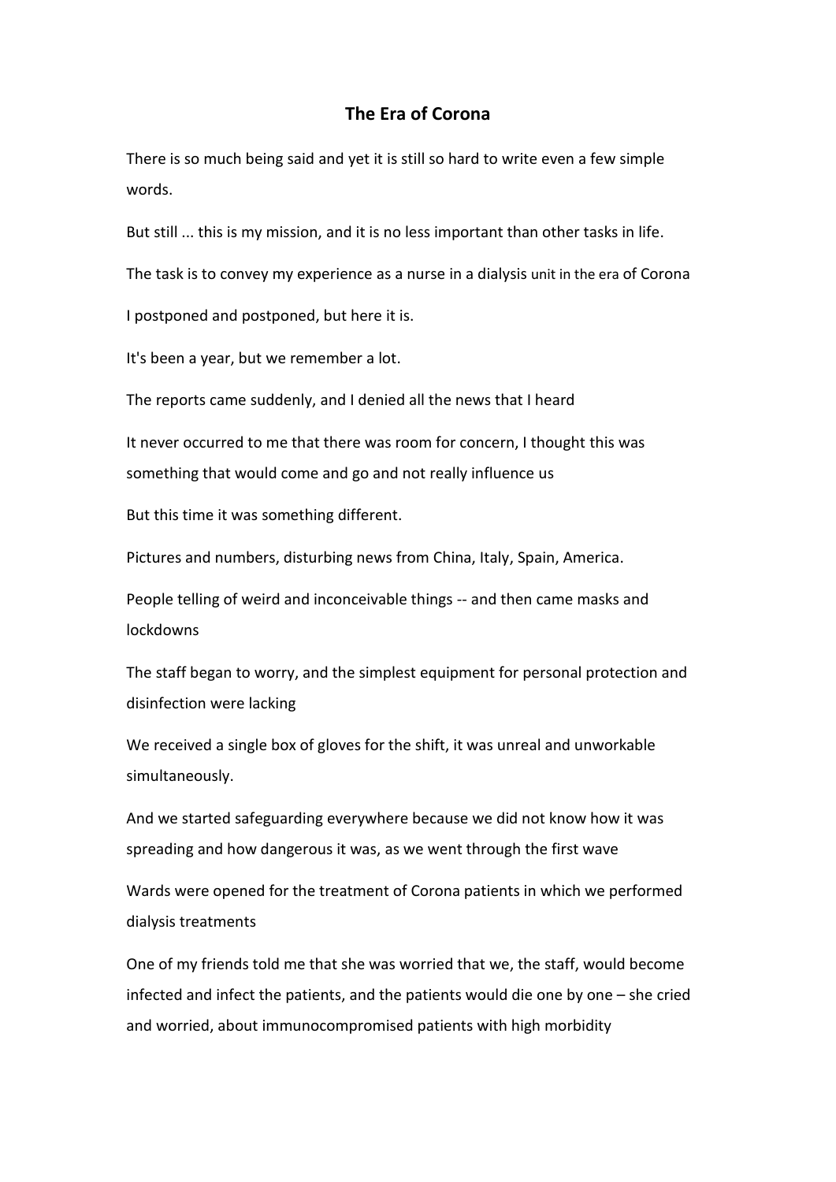# The Era of Corona

There is so much being said and yet it is still so hard to write even a few simple words.

But still ... this is my mission, and it is no less important than other tasks in life.

The task is to convey my experience as a nurse in a dialysis unit in the era of Corona

I postponed and postponed, but here it is.

It's been a year, but we remember a lot.

The reports came suddenly, and I denied all the news that I heard

It never occurred to me that there was room for concern, I thought this was something that would come and go and not really influence us

But this time it was something different.

Pictures and numbers, disturbing news from China, Italy, Spain, America.

People telling of weird and inconceivable things -- and then came masks and lockdowns

The staff began to worry, and the simplest equipment for personal protection and disinfection were lacking

We received a single box of gloves for the shift, it was unreal and unworkable simultaneously.

And we started safeguarding everywhere because we did not know how it was spreading and how dangerous it was, as we went through the first wave

Wards were opened for the treatment of Corona patients in which we performed dialysis treatments

One of my friends told me that she was worried that we, the staff, would become infected and infect the patients, and the patients would die one by one – she cried and worried, about immunocompromised patients with high morbidity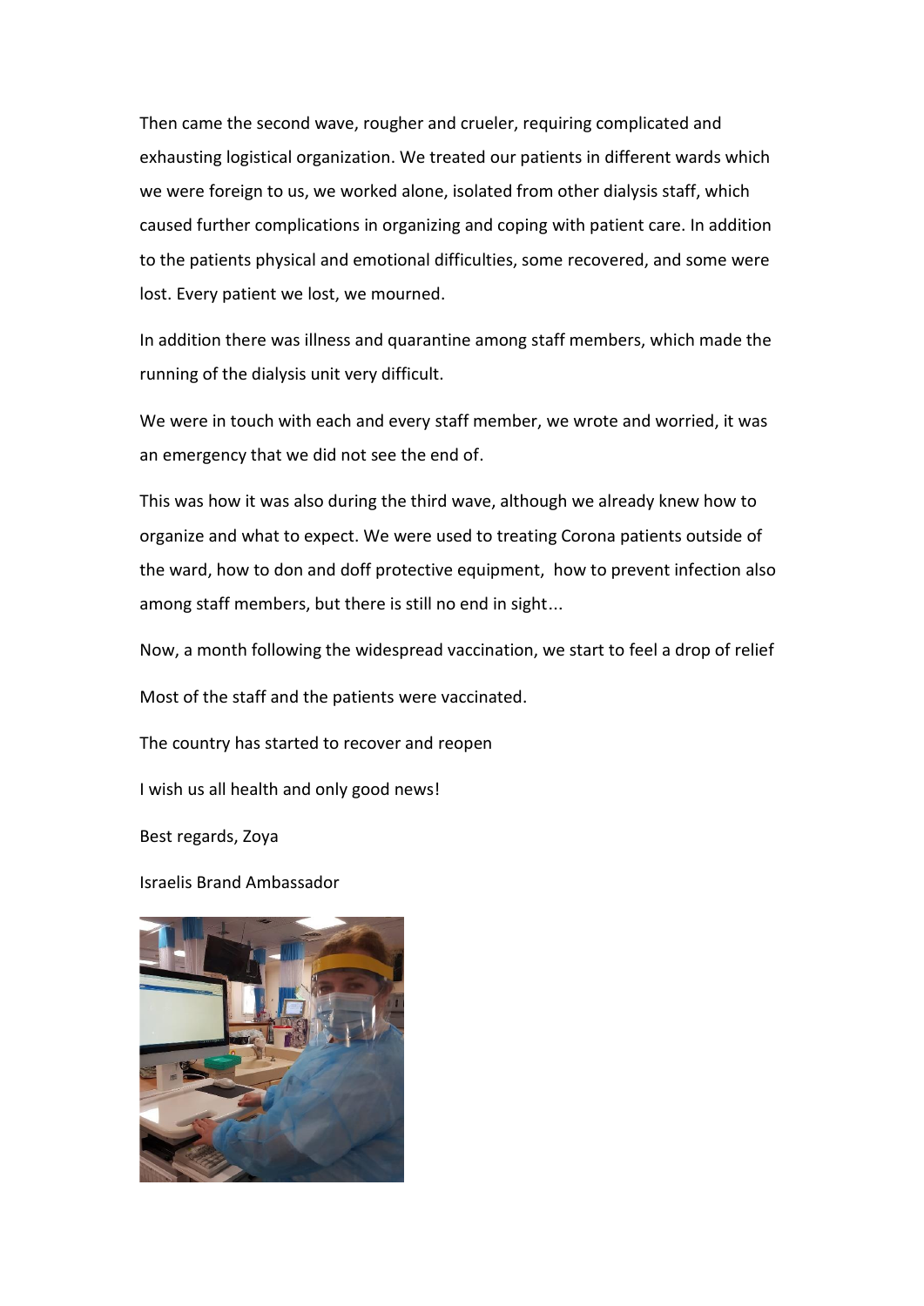Then came the second wave, rougher and crueler, requiring complicated and exhausting logistical organization. We treated our patients in different wards which we were foreign to us, we worked alone, isolated from other dialysis staff, which caused further complications in organizing and coping with patient care. In addition to the patients physical and emotional difficulties, some recovered, and some were lost. Every patient we lost, we mourned.

In addition there was illness and quarantine among staff members, which made the running of the dialysis unit very difficult.

We were in touch with each and every staff member, we wrote and worried, it was an emergency that we did not see the end of.

This was how it was also during the third wave, although we already knew how to organize and what to expect. We were used to treating Corona patients outside of the ward, how to don and doff protective equipment, how to prevent infection also among staff members, but there is still no end in sight…

Now, a month following the widespread vaccination, we start to feel a drop of relief

Most of the staff and the patients were vaccinated.

The country has started to recover and reopen

I wish us all health and only good news!

Best regards, Zoya

Israelis Brand Ambassador